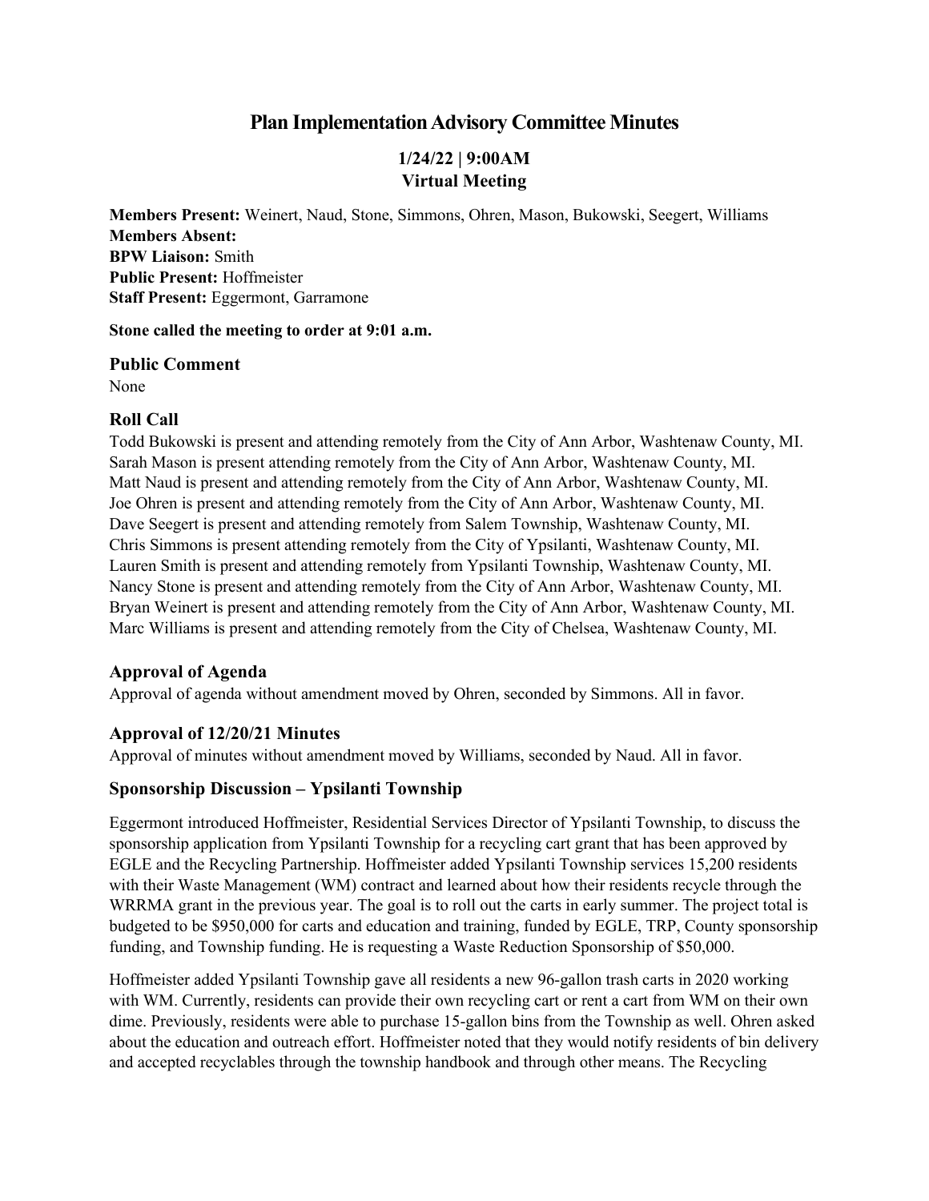# Plan Implementation Advisory Committee Minutes

## 1/24/22 | 9:00AM
## Virtual Meeting

**Members Present:** Weinert, Naud, Stone, Simmons, Ohren, Mason, Bukowski, Seegert, Williams
**Members Absent:**
**BPW Liaison:** Smith
**Public Present:** Hoffmeister
**Staff Present:** Eggermont, Garramone

**Stone called the meeting to order at 9:01 a.m.**

### Public Comment

None

### Roll Call

Todd Bukowski is present and attending remotely from the City of Ann Arbor, Washtenaw County, MI.
Sarah Mason is present attending remotely from the City of Ann Arbor, Washtenaw County, MI.
Matt Naud is present and attending remotely from the City of Ann Arbor, Washtenaw County, MI.
Joe Ohren is present and attending remotely from the City of Ann Arbor, Washtenaw County, MI.
Dave Seegert is present and attending remotely from Salem Township, Washtenaw County, MI.
Chris Simmons is present attending remotely from the City of Ypsilanti, Washtenaw County, MI.
Lauren Smith is present and attending remotely from Ypsilanti Township, Washtenaw County, MI.
Nancy Stone is present and attending remotely from the City of Ann Arbor, Washtenaw County, MI.
Bryan Weinert is present and attending remotely from the City of Ann Arbor, Washtenaw County, MI.
Marc Williams is present and attending remotely from the City of Chelsea, Washtenaw County, MI.

### Approval of Agenda

Approval of agenda without amendment moved by Ohren, seconded by Simmons. All in favor.

### Approval of 12/20/21 Minutes

Approval of minutes without amendment moved by Williams, seconded by Naud. All in favor.

### Sponsorship Discussion – Ypsilanti Township

Eggermont introduced Hoffmeister, Residential Services Director of Ypsilanti Township, to discuss the sponsorship application from Ypsilanti Township for a recycling cart grant that has been approved by EGLE and the Recycling Partnership. Hoffmeister added Ypsilanti Township services 15,200 residents with their Waste Management (WM) contract and learned about how their residents recycle through the WRRMA grant in the previous year. The goal is to roll out the carts in early summer. The project total is budgeted to be $950,000 for carts and education and training, funded by EGLE, TRP, County sponsorship funding, and Township funding. He is requesting a Waste Reduction Sponsorship of $50,000.

Hoffmeister added Ypsilanti Township gave all residents a new 96-gallon trash carts in 2020 working with WM. Currently, residents can provide their own recycling cart or rent a cart from WM on their own dime. Previously, residents were able to purchase 15-gallon bins from the Township as well. Ohren asked about the education and outreach effort. Hoffmeister noted that they would notify residents of bin delivery and accepted recyclables through the township handbook and through other means. The Recycling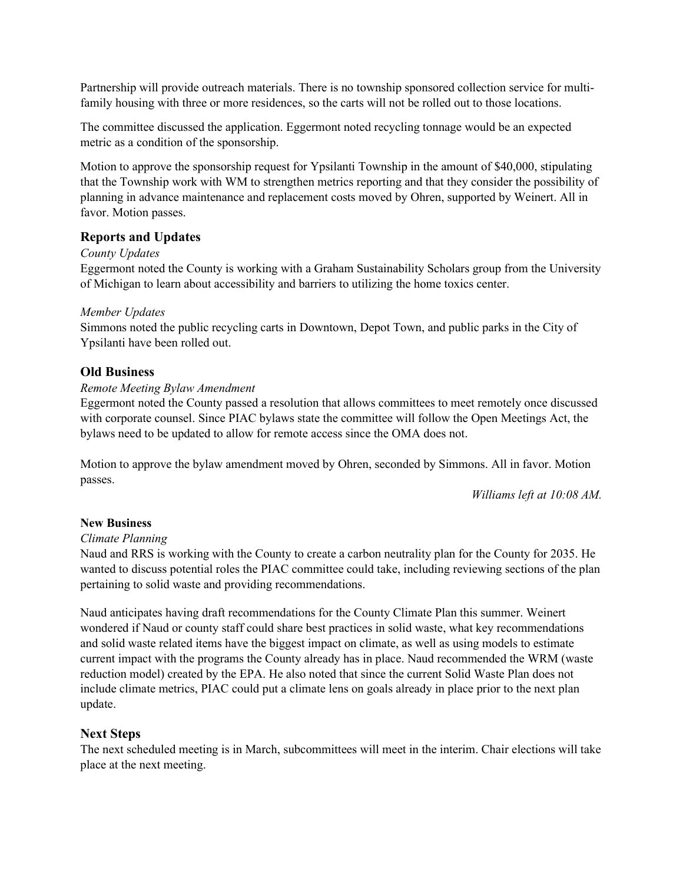Partnership will provide outreach materials. There is no township sponsored collection service for multi-family housing with three or more residences, so the carts will not be rolled out to those locations.

The committee discussed the application. Eggermont noted recycling tonnage would be an expected metric as a condition of the sponsorship.

Motion to approve the sponsorship request for Ypsilanti Township in the amount of $40,000, stipulating that the Township work with WM to strengthen metrics reporting and that they consider the possibility of planning in advance maintenance and replacement costs moved by Ohren, supported by Weinert. All in favor. Motion passes.

## Reports and Updates

*County Updates*

Eggermont noted the County is working with a Graham Sustainability Scholars group from the University of Michigan to learn about accessibility and barriers to utilizing the home toxics center.

*Member Updates*

Simmons noted the public recycling carts in Downtown, Depot Town, and public parks in the City of Ypsilanti have been rolled out.

## Old Business

*Remote Meeting Bylaw Amendment*

Eggermont noted the County passed a resolution that allows committees to meet remotely once discussed with corporate counsel. Since PIAC bylaws state the committee will follow the Open Meetings Act, the bylaws need to be updated to allow for remote access since the OMA does not.

Motion to approve the bylaw amendment moved by Ohren, seconded by Simmons. All in favor. Motion passes.

*Williams left at 10:08 AM.*

**New Business**

*Climate Planning*

Naud and RRS is working with the County to create a carbon neutrality plan for the County for 2035. He wanted to discuss potential roles the PIAC committee could take, including reviewing sections of the plan pertaining to solid waste and providing recommendations.

Naud anticipates having draft recommendations for the County Climate Plan this summer. Weinert wondered if Naud or county staff could share best practices in solid waste, what key recommendations and solid waste related items have the biggest impact on climate, as well as using models to estimate current impact with the programs the County already has in place. Naud recommended the WRM (waste reduction model) created by the EPA. He also noted that since the current Solid Waste Plan does not include climate metrics, PIAC could put a climate lens on goals already in place prior to the next plan update.

## Next Steps

The next scheduled meeting is in March, subcommittees will meet in the interim. Chair elections will take place at the next meeting.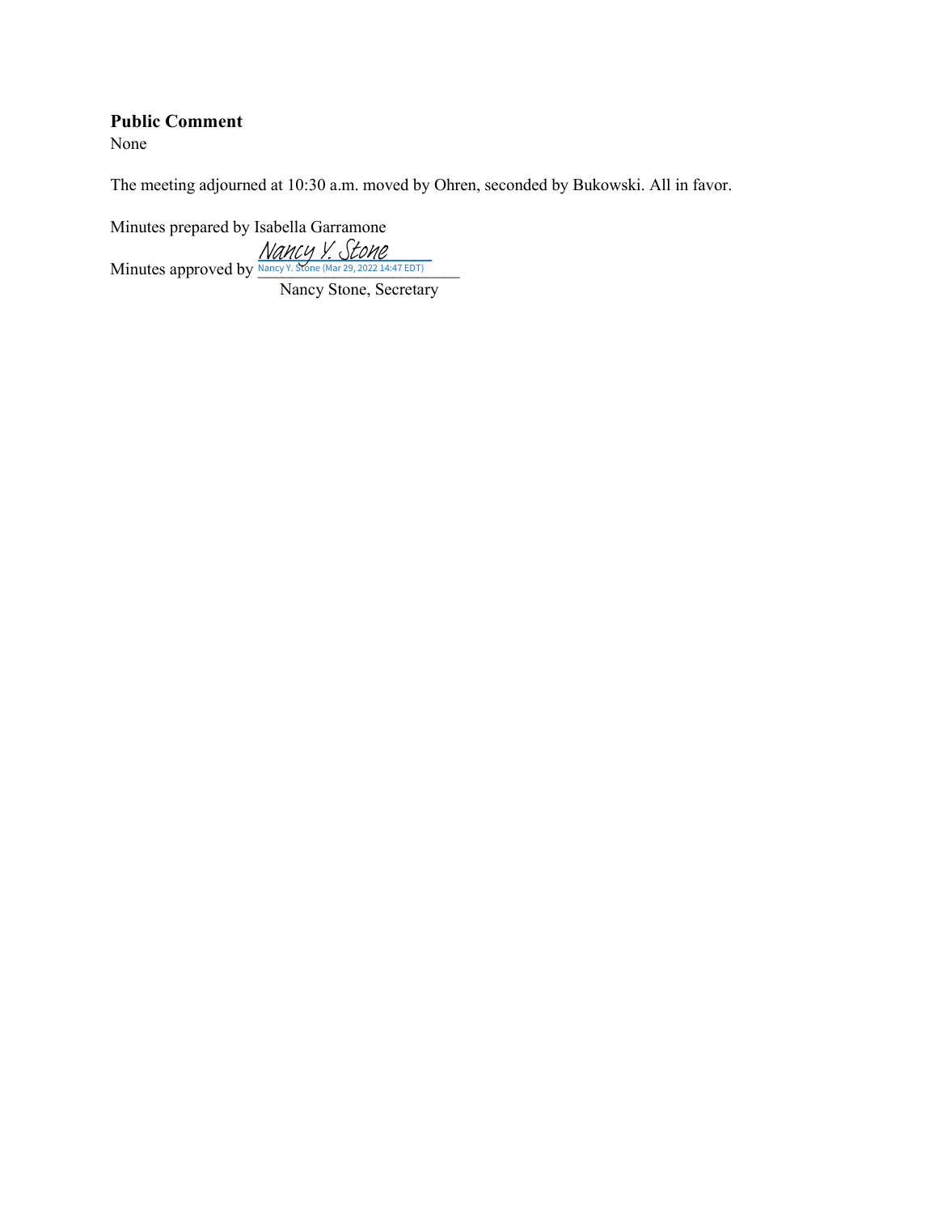**Public Comment**

None

The meeting adjourned at 10:30 a.m. moved by Ohren, seconded by Bukowski. All in favor.

Minutes prepared by Isabella Garramone

Minutes approved by Nancy Y. Stone
Nancy Y. Stone (Mar 29, 2022 14:47 EDT)

Nancy Stone, Secretary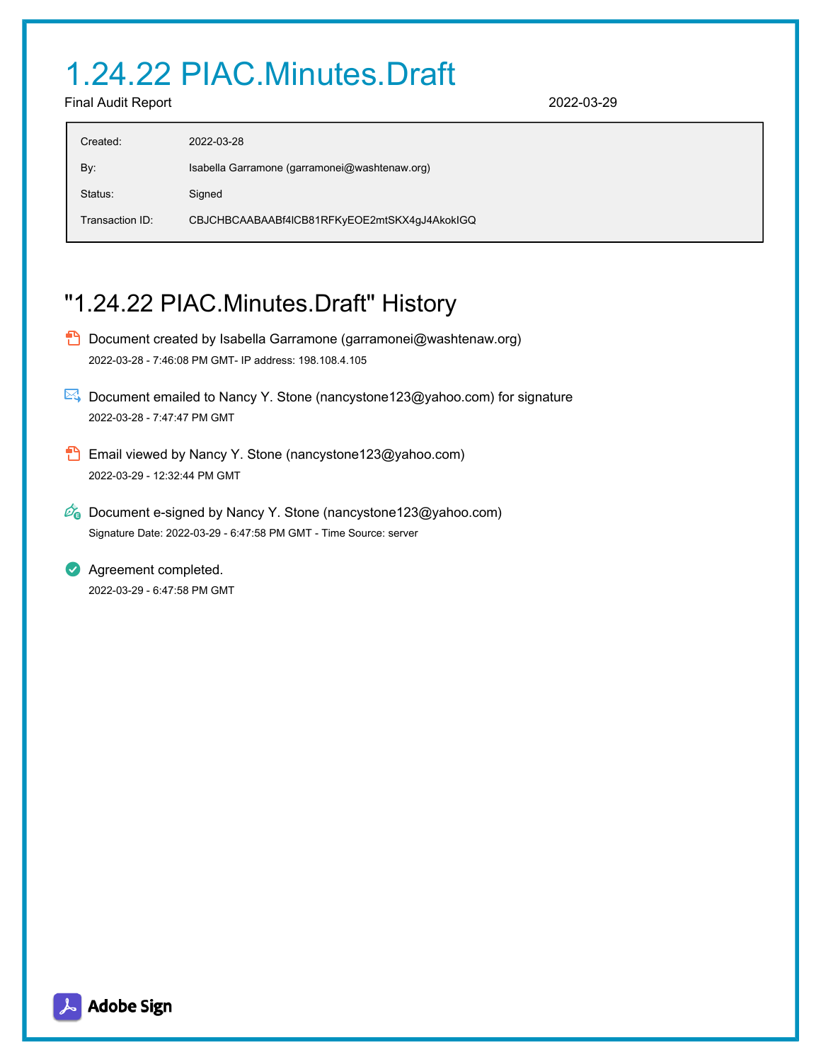# 1.24.22 PIAC.Minutes.Draft

Final Audit Report 2022-03-29

| | |
|---|---|
| Created: | 2022-03-28 |
| By: | Isabella Garramone (garramonei@washtenaw.org) |
| Status: | Signed |
| Transaction ID: | CBJCHBCAABAABf4lCB81RFKyEOE2mtSKX4gJ4AkokIGQ |

## "1.24.22 PIAC.Minutes.Draft" History

- Document created by Isabella Garramone (garramonei@washtenaw.org)
  2022-03-28 - 7:46:08 PM GMT- IP address: 198.108.4.105

- Document emailed to Nancy Y. Stone (nancystone123@yahoo.com) for signature
  2022-03-28 - 7:47:47 PM GMT

- Email viewed by Nancy Y. Stone (nancystone123@yahoo.com)
  2022-03-29 - 12:32:44 PM GMT

- Document e-signed by Nancy Y. Stone (nancystone123@yahoo.com)
  Signature Date: 2022-03-29 - 6:47:58 PM GMT - Time Source: server

- Agreement completed.
  2022-03-29 - 6:47:58 PM GMT

Adobe Sign